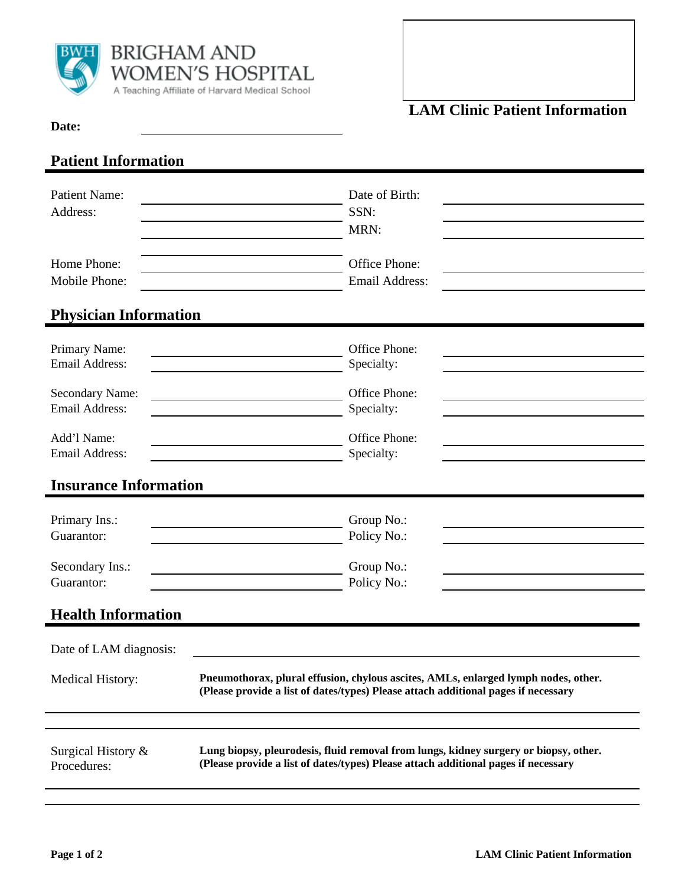BRIGHAM AND WOMEN'S HOSPITAL
A Teaching Affiliate of Harvard Medical School

# LAM Clinic Patient Information

**Date:** ______________________

## Patient Information

| | | | |
|---|---|---|---|
| Patient Name: | | Date of Birth: | |
| Address: | | SSN: | |
| | | MRN: | |
| Home Phone: | | Office Phone: | |
| Mobile Phone: | | Email Address: | |

## Physician Information

| | | | |
|---|---|---|---|
| Primary Name: | | Office Phone: | |
| Email Address: | | Specialty: | |
| Secondary Name: | | Office Phone: | |
| Email Address: | | Specialty: | |
| Add'l Name: | | Office Phone: | |
| Email Address: | | Specialty: | |

## Insurance Information

| | | | |
|---|---|---|---|
| Primary Ins.: | | Group No.: | |
| Guarantor: | | Policy No.: | |
| Secondary Ins.: | | Group No.: | |
| Guarantor: | | Policy No.: | |

## Health Information

Date of LAM diagnosis: ______________________

Medical History: **Pneumothorax, plural effusion, chylous ascites, AMLs, enlarged lymph nodes, other. (Please provide a list of dates/types) Please attach additional pages if necessary**

______________________

______________________

Surgical History & Procedures: **Lung biopsy, pleurodesis, fluid removal from lungs, kidney surgery or biopsy, other. (Please provide a list of dates/types) Please attach additional pages if necessary**

______________________

______________________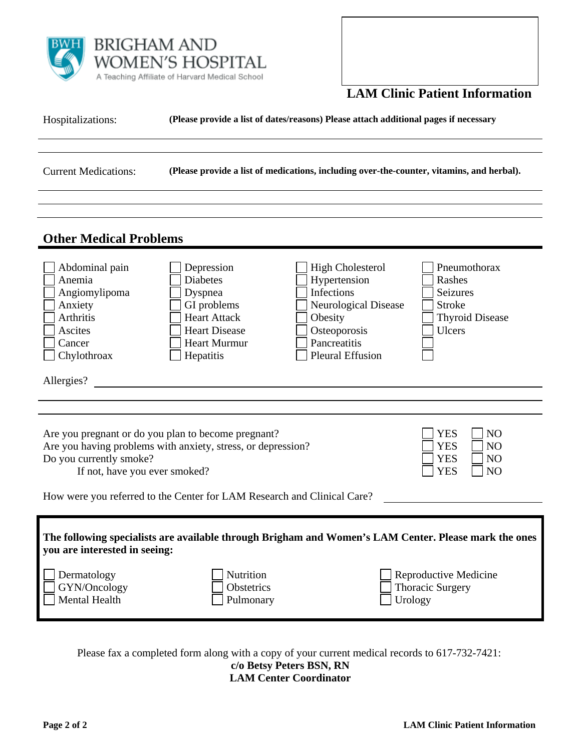BRIGHAM AND WOMEN'S HOSPITAL
A Teaching Affiliate of Harvard Medical School

## LAM Clinic Patient Information

Hospitalizations: **(Please provide a list of dates/reasons) Please attach additional pages if necessary**

______________________________________________

______________________________________________

Current Medications: **(Please provide a list of medications, including over-the-counter, vitamins, and herbal).**

______________________________________________

______________________________________________

______________________________________________

## Other Medical Problems

| | | | |
|---|---|---|---|
| ☐ Abdominal pain | ☐ Depression | ☐ High Cholesterol | ☐ Pneumothorax |
| ☐ Anemia | ☐ Diabetes | ☐ Hypertension | ☐ Rashes |
| ☐ Angiomylipoma | ☐ Dyspnea | ☐ Infections | ☐ Seizures |
| ☐ Anxiety | ☐ GI problems | ☐ Neurological Disease | ☐ Stroke |
| ☐ Arthritis | ☐ Heart Attack | ☐ Obesity | ☐ Thyroid Disease |
| ☐ Ascites | ☐ Heart Disease | ☐ Osteoporosis | ☐ Ulcers |
| ☐ Cancer | ☐ Heart Murmur | ☐ Pancreatitis | ☐ |
| ☐ Chylothroax | ☐ Hepatitis | ☐ Pleural Effusion | ☐ |

Allergies? ______________________________________________

______________________________________________

______________________________________________

| | | |
|---|---|---|
| Are you pregnant or do you plan to become pregnant? | ☐ YES | ☐ NO |
| Are you having problems with anxiety, stress, or depression? | ☐ YES | ☐ NO |
| Do you currently smoke? | ☐ YES | ☐ NO |
| If not, have you ever smoked? | ☐ YES | ☐ NO |

How were you referred to the Center for LAM Research and Clinical Care? ____________________

**The following specialists are available through Brigham and Women's LAM Center. Please mark the ones you are interested in seeing:**

| | | |
|---|---|---|
| ☐ Dermatology | ☐ Nutrition | ☐ Reproductive Medicine |
| ☐ GYN/Oncology | ☐ Obstetrics | ☐ Thoracic Surgery |
| ☐ Mental Health | ☐ Pulmonary | ☐ Urology |

Please fax a completed form along with a copy of your current medical records to 617-732-7421:
**c/o Betsy Peters BSN, RN**
**LAM Center Coordinator**